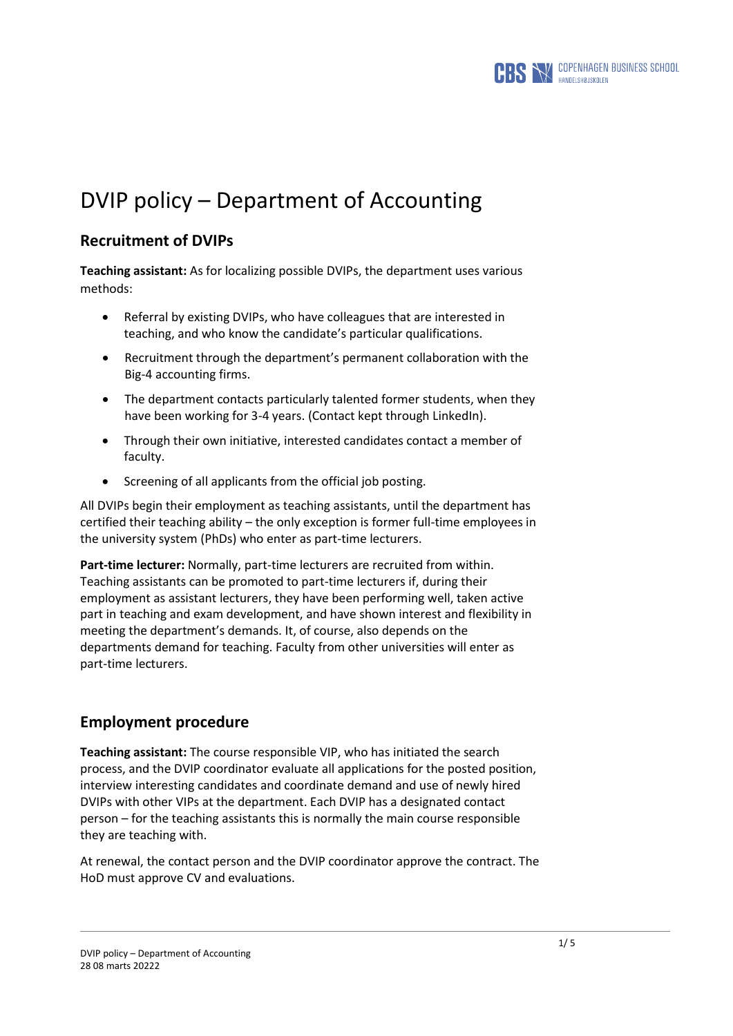# DVIP policy – Department of Accounting

## Recruitment of DVIPs

**Teaching assistant:** As for localizing possible DVIPs, the department uses various methods:

- Referral by existing DVIPs, who have colleagues that are interested in teaching, and who know the candidate's particular qualifications.
- Recruitment through the department's permanent collaboration with the Big-4 accounting firms.
- The department contacts particularly talented former students, when they have been working for 3-4 years. (Contact kept through LinkedIn).
- Through their own initiative, interested candidates contact a member of faculty.
- Screening of all applicants from the official job posting.

All DVIPs begin their employment as teaching assistants, until the department has certified their teaching ability – the only exception is former full-time employees in the university system (PhDs) who enter as part-time lecturers.

**Part-time lecturer:** Normally, part-time lecturers are recruited from within. Teaching assistants can be promoted to part-time lecturers if, during their employment as assistant lecturers, they have been performing well, taken active part in teaching and exam development, and have shown interest and flexibility in meeting the department's demands. It, of course, also depends on the departments demand for teaching. Faculty from other universities will enter as part-time lecturers.

## Employment procedure

**Teaching assistant:** The course responsible VIP, who has initiated the search process, and the DVIP coordinator evaluate all applications for the posted position, interview interesting candidates and coordinate demand and use of newly hired DVIPs with other VIPs at the department. Each DVIP has a designated contact person – for the teaching assistants this is normally the main course responsible they are teaching with.

At renewal, the contact person and the DVIP coordinator approve the contract. The HoD must approve CV and evaluations.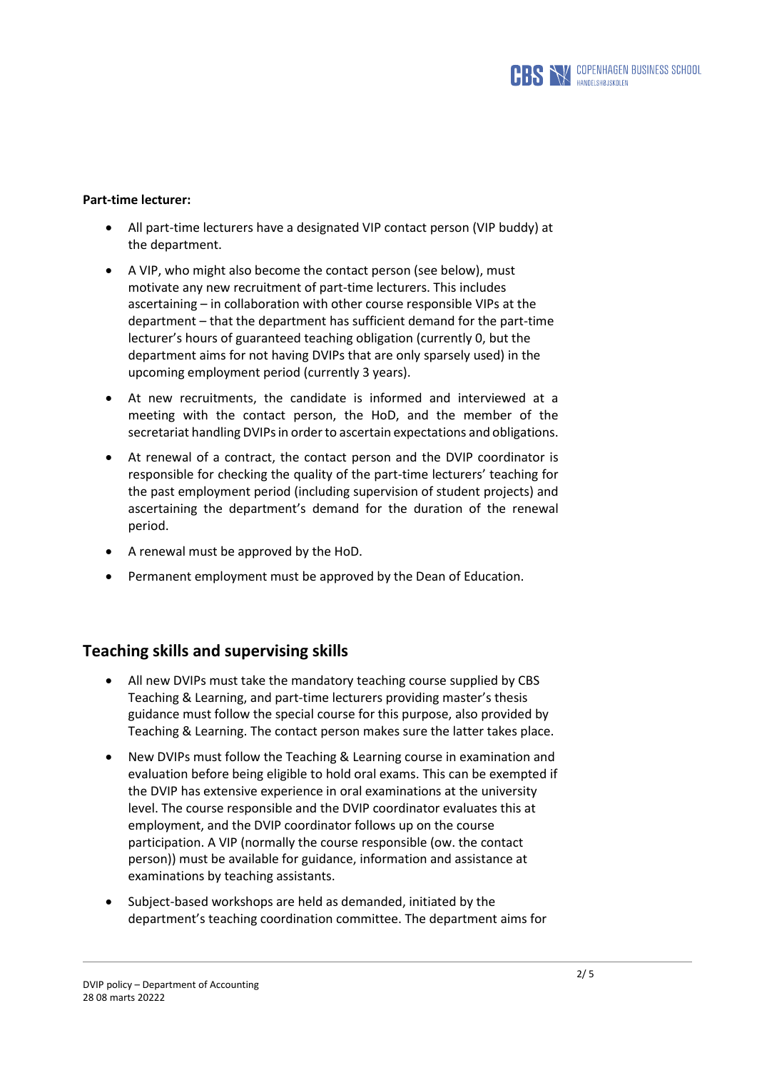**Part-time lecturer:**

- All part-time lecturers have a designated VIP contact person (VIP buddy) at the department.
- A VIP, who might also become the contact person (see below), must motivate any new recruitment of part-time lecturers. This includes ascertaining – in collaboration with other course responsible VIPs at the department – that the department has sufficient demand for the part-time lecturer's hours of guaranteed teaching obligation (currently 0, but the department aims for not having DVIPs that are only sparsely used) in the upcoming employment period (currently 3 years).
- At new recruitments, the candidate is informed and interviewed at a meeting with the contact person, the HoD, and the member of the secretariat handling DVIPs in order to ascertain expectations and obligations.
- At renewal of a contract, the contact person and the DVIP coordinator is responsible for checking the quality of the part-time lecturers' teaching for the past employment period (including supervision of student projects) and ascertaining the department's demand for the duration of the renewal period.
- A renewal must be approved by the HoD.
- Permanent employment must be approved by the Dean of Education.

## Teaching skills and supervising skills

- All new DVIPs must take the mandatory teaching course supplied by CBS Teaching & Learning, and part-time lecturers providing master's thesis guidance must follow the special course for this purpose, also provided by Teaching & Learning. The contact person makes sure the latter takes place.
- New DVIPs must follow the Teaching & Learning course in examination and evaluation before being eligible to hold oral exams. This can be exempted if the DVIP has extensive experience in oral examinations at the university level. The course responsible and the DVIP coordinator evaluates this at employment, and the DVIP coordinator follows up on the course participation. A VIP (normally the course responsible (ow. the contact person)) must be available for guidance, information and assistance at examinations by teaching assistants.
- Subject-based workshops are held as demanded, initiated by the department's teaching coordination committee. The department aims for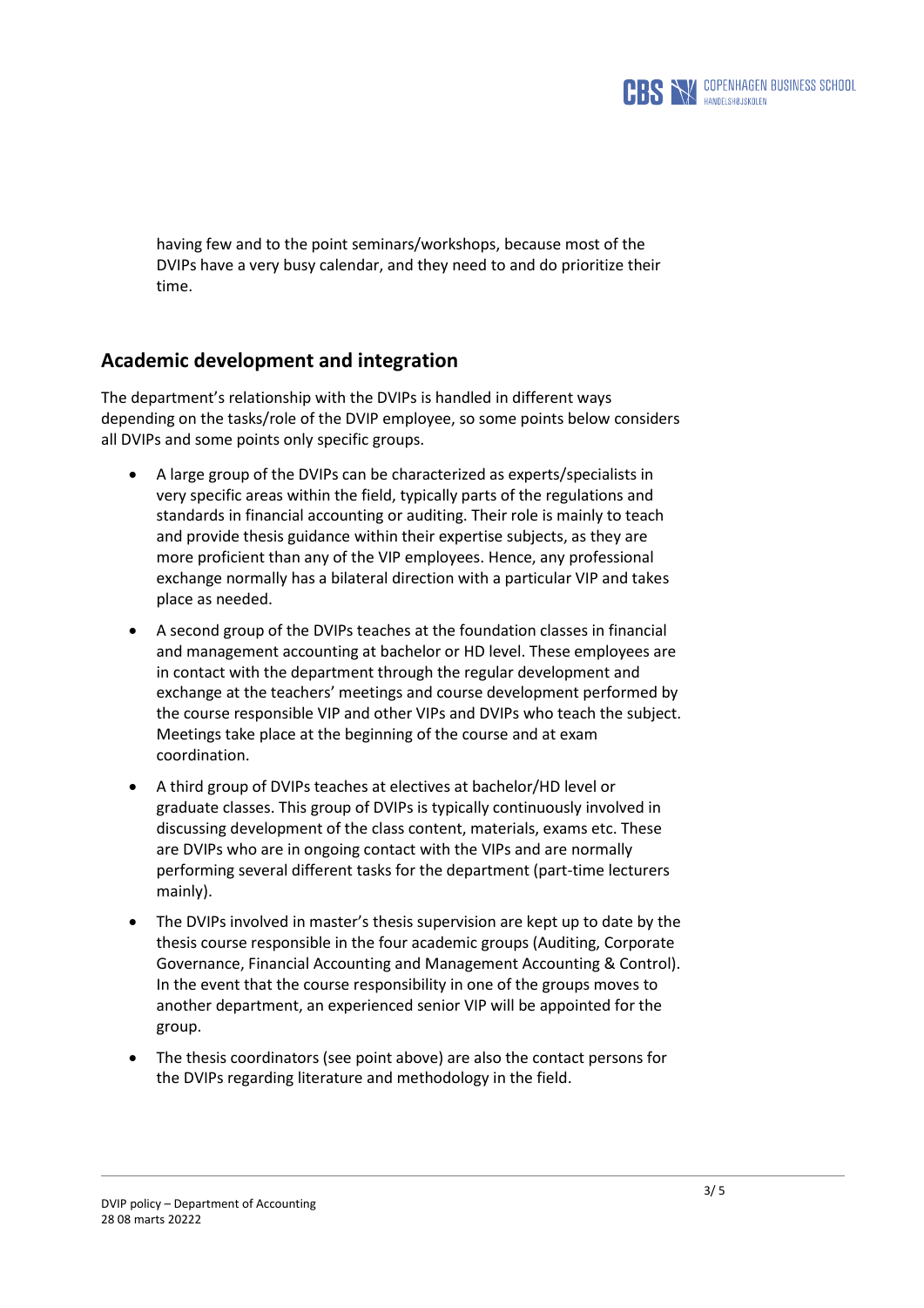having few and to the point seminars/workshops, because most of the DVIPs have a very busy calendar, and they need to and do prioritize their time.

## Academic development and integration

The department's relationship with the DVIPs is handled in different ways depending on the tasks/role of the DVIP employee, so some points below considers all DVIPs and some points only specific groups.

- A large group of the DVIPs can be characterized as experts/specialists in very specific areas within the field, typically parts of the regulations and standards in financial accounting or auditing. Their role is mainly to teach and provide thesis guidance within their expertise subjects, as they are more proficient than any of the VIP employees. Hence, any professional exchange normally has a bilateral direction with a particular VIP and takes place as needed.
- A second group of the DVIPs teaches at the foundation classes in financial and management accounting at bachelor or HD level. These employees are in contact with the department through the regular development and exchange at the teachers' meetings and course development performed by the course responsible VIP and other VIPs and DVIPs who teach the subject. Meetings take place at the beginning of the course and at exam coordination.
- A third group of DVIPs teaches at electives at bachelor/HD level or graduate classes. This group of DVIPs is typically continuously involved in discussing development of the class content, materials, exams etc. These are DVIPs who are in ongoing contact with the VIPs and are normally performing several different tasks for the department (part-time lecturers mainly).
- The DVIPs involved in master's thesis supervision are kept up to date by the thesis course responsible in the four academic groups (Auditing, Corporate Governance, Financial Accounting and Management Accounting & Control). In the event that the course responsibility in one of the groups moves to another department, an experienced senior VIP will be appointed for the group.
- The thesis coordinators (see point above) are also the contact persons for the DVIPs regarding literature and methodology in the field.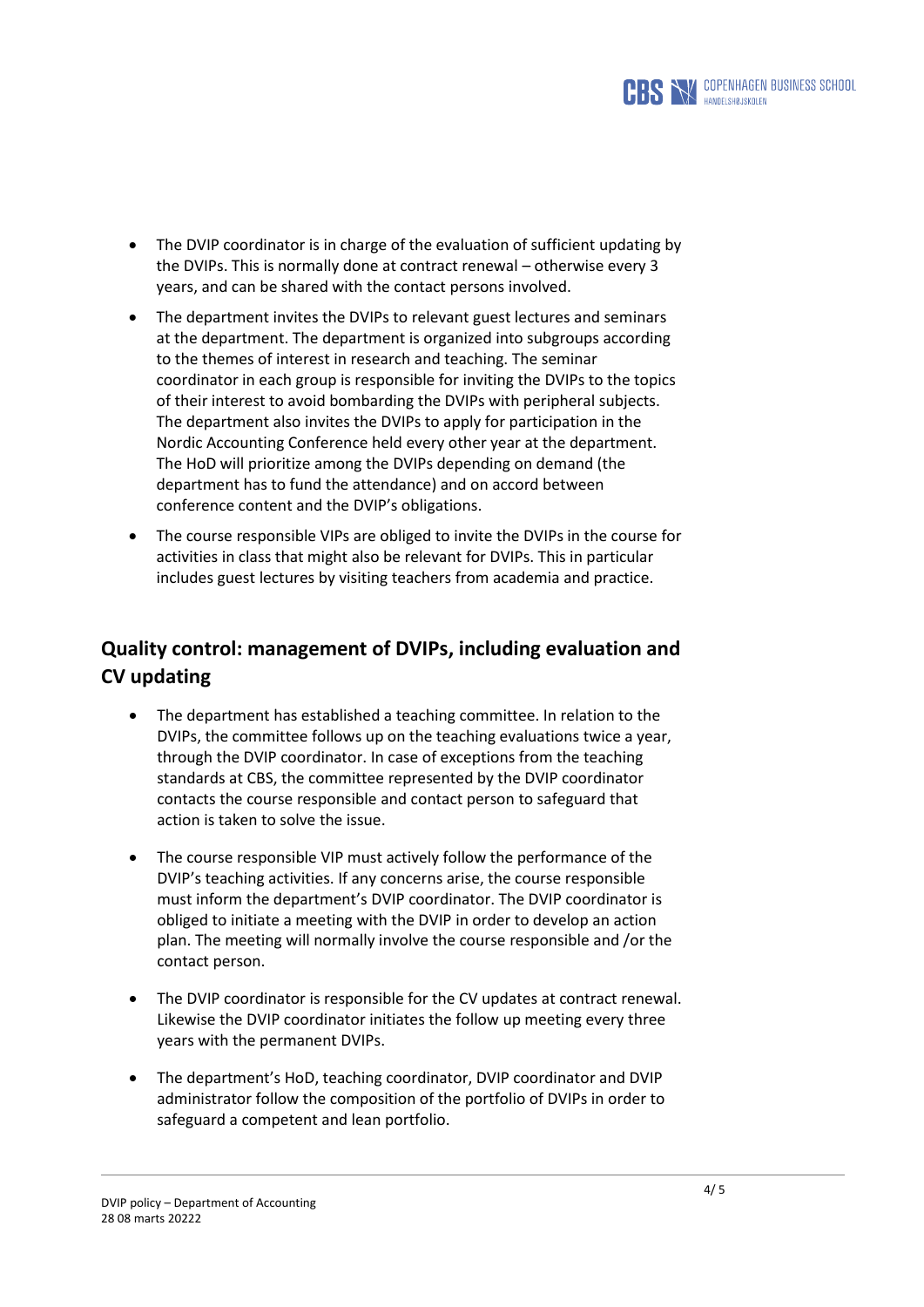- The DVIP coordinator is in charge of the evaluation of sufficient updating by the DVIPs. This is normally done at contract renewal – otherwise every 3 years, and can be shared with the contact persons involved.
- The department invites the DVIPs to relevant guest lectures and seminars at the department. The department is organized into subgroups according to the themes of interest in research and teaching. The seminar coordinator in each group is responsible for inviting the DVIPs to the topics of their interest to avoid bombarding the DVIPs with peripheral subjects. The department also invites the DVIPs to apply for participation in the Nordic Accounting Conference held every other year at the department. The HoD will prioritize among the DVIPs depending on demand (the department has to fund the attendance) and on accord between conference content and the DVIP's obligations.
- The course responsible VIPs are obliged to invite the DVIPs in the course for activities in class that might also be relevant for DVIPs. This in particular includes guest lectures by visiting teachers from academia and practice.

## Quality control: management of DVIPs, including evaluation and CV updating

- The department has established a teaching committee. In relation to the DVIPs, the committee follows up on the teaching evaluations twice a year, through the DVIP coordinator. In case of exceptions from the teaching standards at CBS, the committee represented by the DVIP coordinator contacts the course responsible and contact person to safeguard that action is taken to solve the issue.
- The course responsible VIP must actively follow the performance of the DVIP's teaching activities. If any concerns arise, the course responsible must inform the department's DVIP coordinator. The DVIP coordinator is obliged to initiate a meeting with the DVIP in order to develop an action plan. The meeting will normally involve the course responsible and /or the contact person.
- The DVIP coordinator is responsible for the CV updates at contract renewal. Likewise the DVIP coordinator initiates the follow up meeting every three years with the permanent DVIPs.
- The department's HoD, teaching coordinator, DVIP coordinator and DVIP administrator follow the composition of the portfolio of DVIPs in order to safeguard a competent and lean portfolio.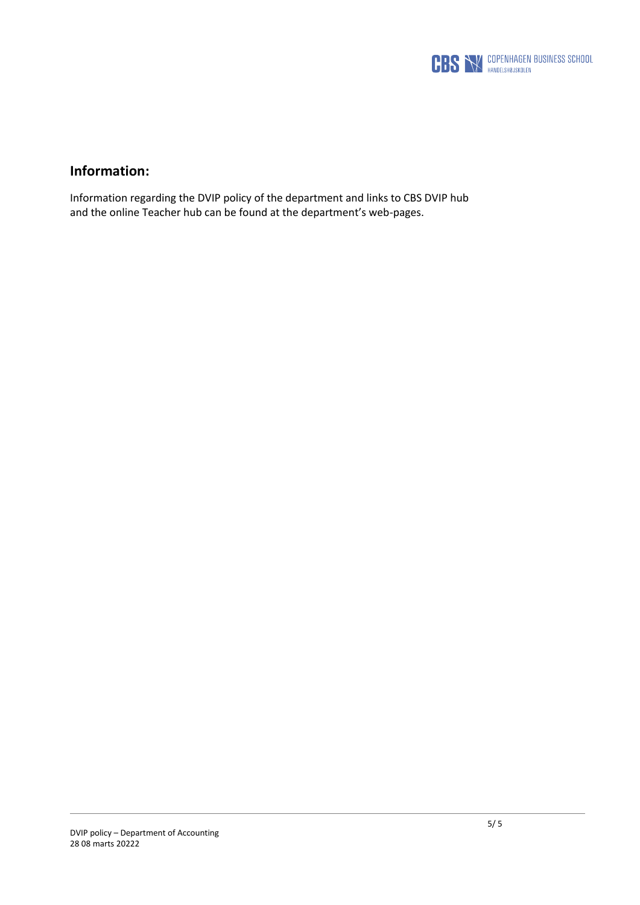## Information:

Information regarding the DVIP policy of the department and links to CBS DVIP hub and the online Teacher hub can be found at the department's web-pages.